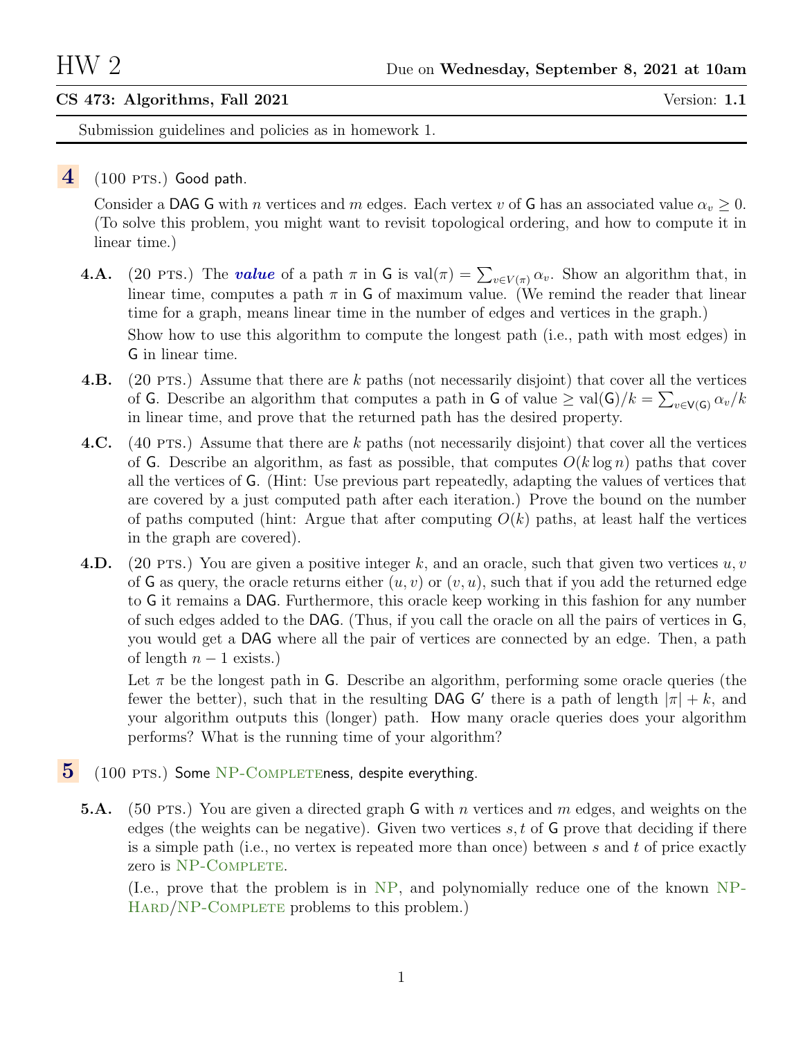# HW 2

Due on **Wednesday, September 8, 2021 at 10am**

**CS 473: Algorithms, Fall 2021** Version: **1.1**

Submission guidelines and policies as in homework 1.

---

**4** (100 PTS.) Good path.

Consider a DAG G with $n$ vertices and $m$ edges. Each vertex $v$ of G has an associated value $\alpha_v \geq 0$. (To solve this problem, you might want to revisit topological ordering, and how to compute it in linear time.)

**4.A.** (20 PTS.) The ***value*** of a path $\pi$ in G is $\text{val}(\pi) = \sum_{v \in V(\pi)} \alpha_v$. Show an algorithm that, in linear time, computes a path $\pi$ in G of maximum value. (We remind the reader that linear time for a graph, means linear time in the number of edges and vertices in the graph.)

Show how to use this algorithm to compute the longest path (i.e., path with most edges) in G in linear time.

**4.B.** (20 PTS.) Assume that there are $k$ paths (not necessarily disjoint) that cover all the vertices of G. Describe an algorithm that computes a path in G of value $\geq \text{val}(\mathsf{G})/k = \sum_{v \in \mathsf{V}(\mathsf{G})} \alpha_v / k$ in linear time, and prove that the returned path has the desired property.

**4.C.** (40 PTS.) Assume that there are $k$ paths (not necessarily disjoint) that cover all the vertices of G. Describe an algorithm, as fast as possible, that computes $O(k \log n)$ paths that cover all the vertices of G. (Hint: Use previous part repeatedly, adapting the values of vertices that are covered by a just computed path after each iteration.) Prove the bound on the number of paths computed (hint: Argue that after computing $O(k)$ paths, at least half the vertices in the graph are covered).

**4.D.** (20 PTS.) You are given a positive integer $k$, and an oracle, such that given two vertices $u, v$ of G as query, the oracle returns either $(u, v)$ or $(v, u)$, such that if you add the returned edge to G it remains a DAG. Furthermore, this oracle keep working in this fashion for any number of such edges added to the DAG. (Thus, if you call the oracle on all the pairs of vertices in G, you would get a DAG where all the pair of vertices are connected by an edge. Then, a path of length $n - 1$ exists.)

Let $\pi$ be the longest path in G. Describe an algorithm, performing some oracle queries (the fewer the better), such that in the resulting DAG G′ there is a path of length $|\pi| + k$, and your algorithm outputs this (longer) path. How many oracle queries does your algorithm performs? What is the running time of your algorithm?

**5** (100 PTS.) Some NP-COMPLETEness, despite everything.

**5.A.** (50 PTS.) You are given a directed graph G with $n$ vertices and $m$ edges, and weights on the edges (the weights can be negative). Given two vertices $s, t$ of G prove that deciding if there is a simple path (i.e., no vertex is repeated more than once) between $s$ and $t$ of price exactly zero is NP-COMPLETE.

(I.e., prove that the problem is in NP, and polynomially reduce one of the known NP-HARD/NP-COMPLETE problems to this problem.)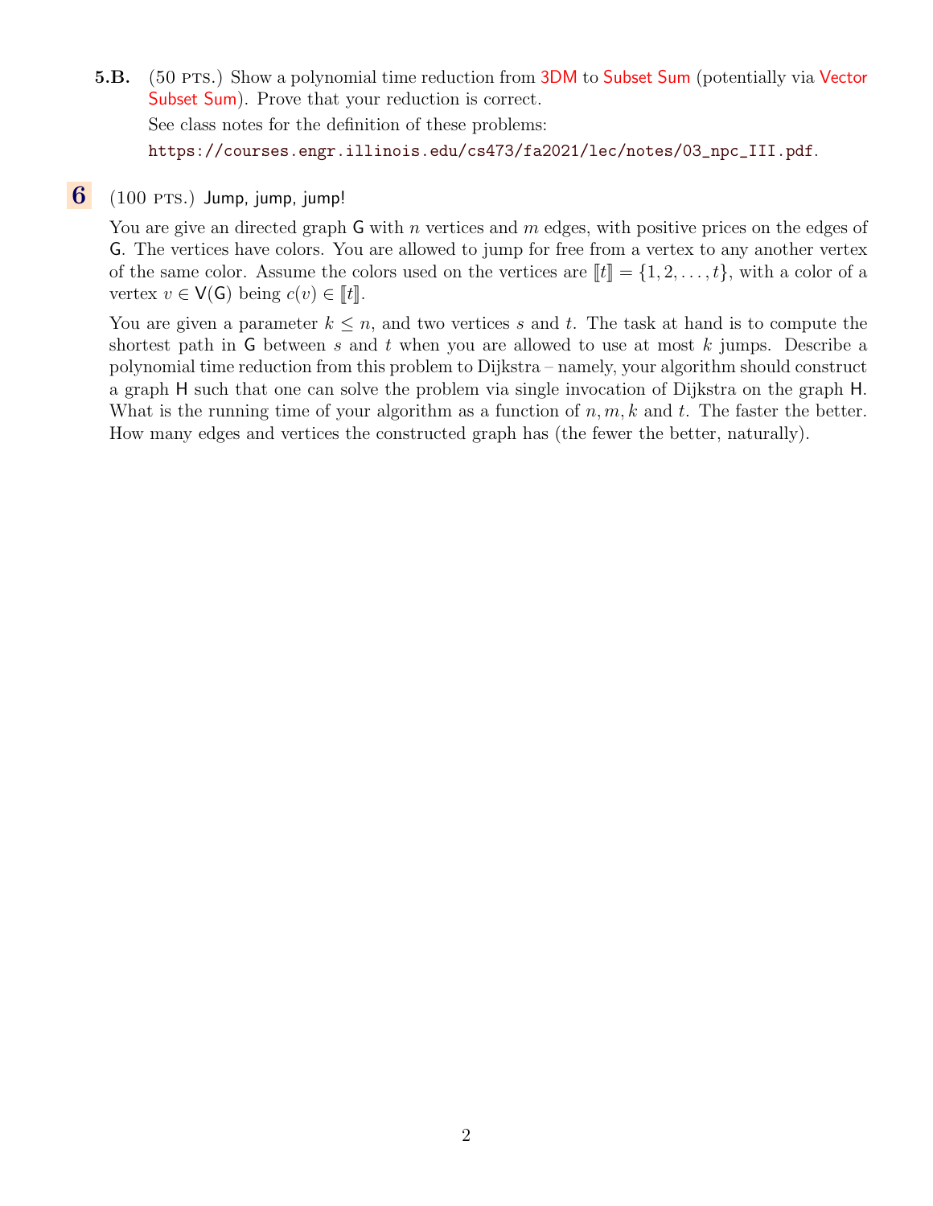**5.B.** (50 PTS.) Show a polynomial time reduction from 3DM to Subset Sum (potentially via Vector Subset Sum). Prove that your reduction is correct.

See class notes for the definition of these problems:

https://courses.engr.illinois.edu/cs473/fa2021/lec/notes/03_npc_III.pdf.

## 6 (100 PTS.) Jump, jump, jump!

You are give an directed graph $\mathsf{G}$ with $n$ vertices and $m$ edges, with positive prices on the edges of $\mathsf{G}$. The vertices have colors. You are allowed to jump for free from a vertex to any another vertex of the same color. Assume the colors used on the vertices are $[\![t]\!] = \{1, 2, \ldots, t\}$, with a color of a vertex $v \in \mathsf{V}(\mathsf{G})$ being $c(v) \in [\![t]\!]$.

You are given a parameter $k \leq n$, and two vertices $s$ and $t$. The task at hand is to compute the shortest path in $\mathsf{G}$ between $s$ and $t$ when you are allowed to use at most $k$ jumps. Describe a polynomial time reduction from this problem to Dijkstra – namely, your algorithm should construct a graph $\mathsf{H}$ such that one can solve the problem via single invocation of Dijkstra on the graph $\mathsf{H}$. What is the running time of your algorithm as a function of $n, m, k$ and $t$. The faster the better. How many edges and vertices the constructed graph has (the fewer the better, naturally).